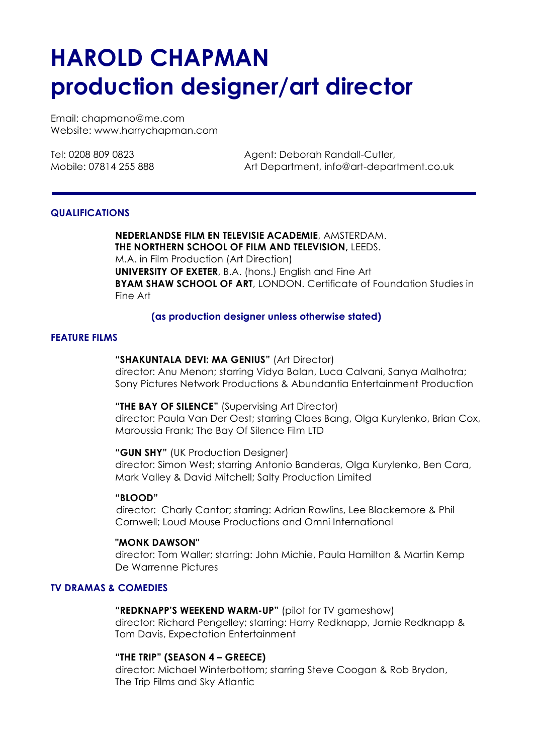# HAROLD CHAPMAN
# production designer/art director

Email: chapmano@me.com
Website: www.harrychapman.com

Tel: 0208 809 0823
Mobile: 07814 255 888

Agent: Deborah Randall-Cutler,
Art Department, info@art-department.co.uk

---

## QUALIFICATIONS

**NEDERLANDSE FILM EN TELEVISIE ACADEMIE**, AMSTERDAM.
**THE NORTHERN SCHOOL OF FILM AND TELEVISION,** LEEDS.
M.A. in Film Production (Art Direction)
**UNIVERSITY OF EXETER**, B.A. (hons.) English and Fine Art
**BYAM SHAW SCHOOL OF ART**, LONDON. Certificate of Foundation Studies in Fine Art

**(as production designer unless otherwise stated)**

## FEATURE FILMS

**"SHAKUNTALA DEVI: MA GENIUS"** (Art Director)
director: Anu Menon; starring Vidya Balan, Luca Calvani, Sanya Malhotra; Sony Pictures Network Productions & Abundantia Entertainment Production

**"THE BAY OF SILENCE"** (Supervising Art Director)
director: Paula Van Der Oest; starring Claes Bang, Olga Kurylenko, Brian Cox, Maroussia Frank; The Bay Of Silence Film LTD

**"GUN SHY"** (UK Production Designer)
director: Simon West; starring Antonio Banderas, Olga Kurylenko, Ben Cara, Mark Valley & David Mitchell; Salty Production Limited

**"BLOOD"**
director: Charly Cantor; starring: Adrian Rawlins, Lee Blackemore & Phil Cornwell; Loud Mouse Productions and Omni International

**"MONK DAWSON"**
director: Tom Waller; starring: John Michie, Paula Hamilton & Martin Kemp
De Warrenne Pictures

## TV DRAMAS & COMEDIES

**"REDKNAPP'S WEEKEND WARM-UP"** (pilot for TV gameshow)
director: Richard Pengelley; starring: Harry Redknapp, Jamie Redknapp & Tom Davis, Expectation Entertainment

**"THE TRIP" (SEASON 4 – GREECE)**
director: Michael Winterbottom; starring Steve Coogan & Rob Brydon, The Trip Films and Sky Atlantic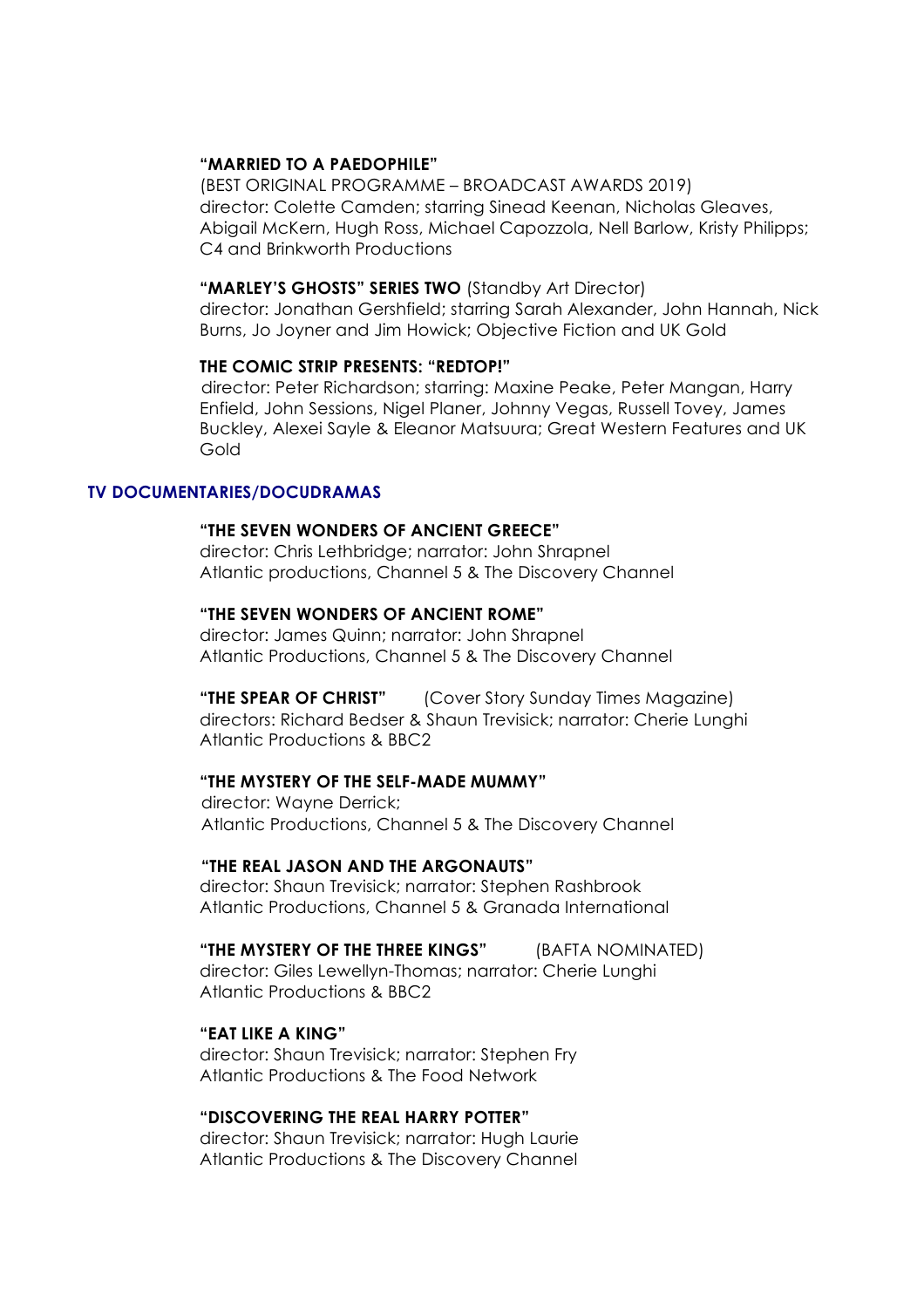**"MARRIED TO A PAEDOPHILE"**
(BEST ORIGINAL PROGRAMME – BROADCAST AWARDS 2019)
director: Colette Camden; starring Sinead Keenan, Nicholas Gleaves, Abigail McKern, Hugh Ross, Michael Capozzola, Nell Barlow, Kristy Philipps; C4 and Brinkworth Productions

**"MARLEY'S GHOSTS" SERIES TWO** (Standby Art Director)
director: Jonathan Gershfield; starring Sarah Alexander, John Hannah, Nick Burns, Jo Joyner and Jim Howick; Objective Fiction and UK Gold

**THE COMIC STRIP PRESENTS: "REDTOP!"**
director: Peter Richardson; starring: Maxine Peake, Peter Mangan, Harry Enfield, John Sessions, Nigel Planer, Johnny Vegas, Russell Tovey, James Buckley, Alexei Sayle & Eleanor Matsuura; Great Western Features and UK Gold

## TV DOCUMENTARIES/DOCUDRAMAS

**"THE SEVEN WONDERS OF ANCIENT GREECE"**
director: Chris Lethbridge; narrator: John Shrapnel
Atlantic productions, Channel 5 & The Discovery Channel

**"THE SEVEN WONDERS OF ANCIENT ROME"**
director: James Quinn; narrator: John Shrapnel
Atlantic Productions, Channel 5 & The Discovery Channel

**"THE SPEAR OF CHRIST"** (Cover Story Sunday Times Magazine)
directors: Richard Bedser & Shaun Trevisick; narrator: Cherie Lunghi
Atlantic Productions & BBC2

**"THE MYSTERY OF THE SELF-MADE MUMMY"**
director: Wayne Derrick;
Atlantic Productions, Channel 5 & The Discovery Channel

**"THE REAL JASON AND THE ARGONAUTS"**
director: Shaun Trevisick; narrator: Stephen Rashbrook
Atlantic Productions, Channel 5 & Granada International

**"THE MYSTERY OF THE THREE KINGS"** (BAFTA NOMINATED)
director: Giles Lewellyn-Thomas; narrator: Cherie Lunghi
Atlantic Productions & BBC2

**"EAT LIKE A KING"**
director: Shaun Trevisick; narrator: Stephen Fry
Atlantic Productions & The Food Network

**"DISCOVERING THE REAL HARRY POTTER"**
director: Shaun Trevisick; narrator: Hugh Laurie
Atlantic Productions & The Discovery Channel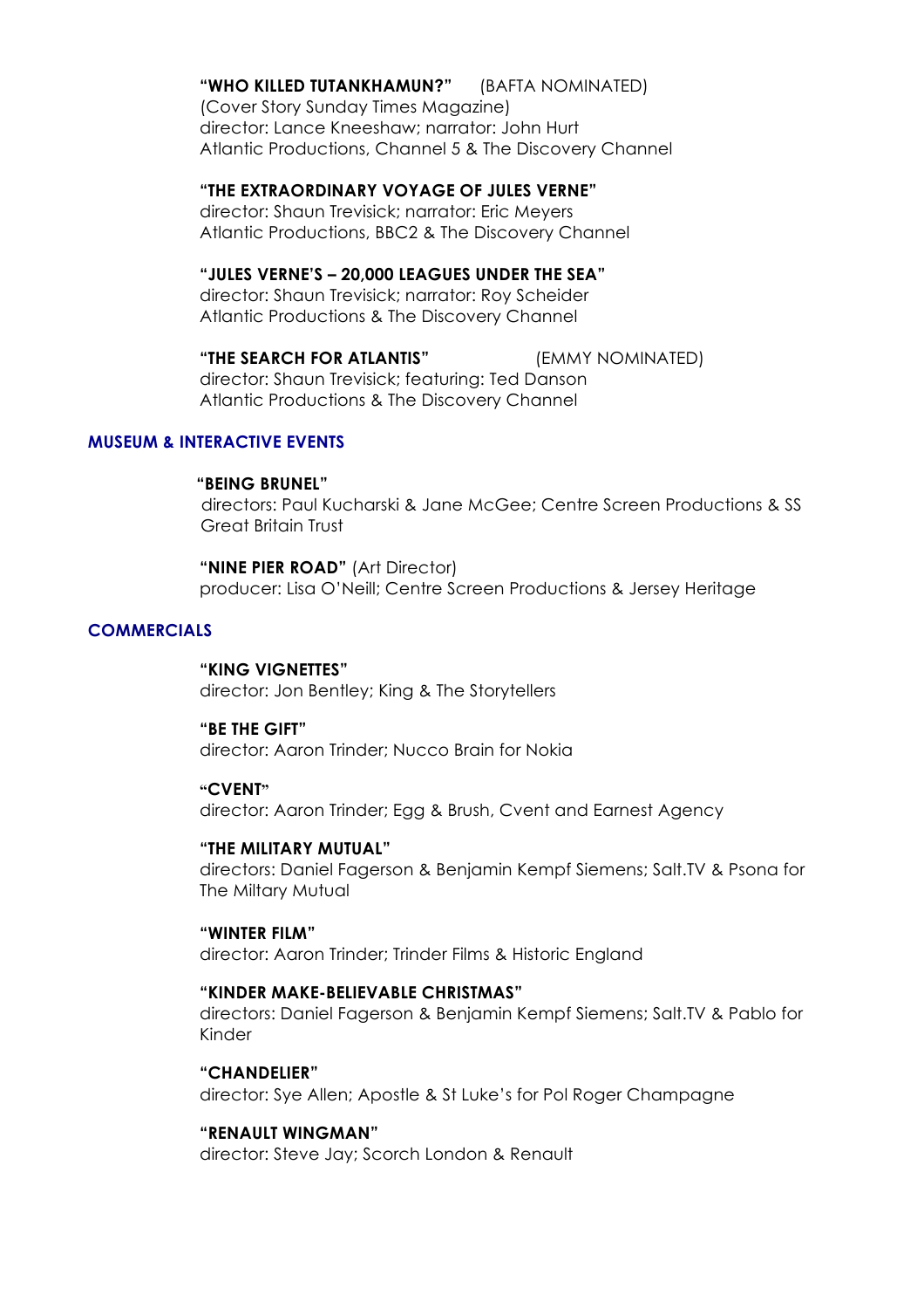**"WHO KILLED TUTANKHAMUN?"** (BAFTA NOMINATED)
(Cover Story Sunday Times Magazine)
director: Lance Kneeshaw; narrator: John Hurt
Atlantic Productions, Channel 5 & The Discovery Channel

**"THE EXTRAORDINARY VOYAGE OF JULES VERNE"**
director: Shaun Trevisick; narrator: Eric Meyers
Atlantic Productions, BBC2 & The Discovery Channel

**"JULES VERNE'S – 20,000 LEAGUES UNDER THE SEA"**
director: Shaun Trevisick; narrator: Roy Scheider
Atlantic Productions & The Discovery Channel

**"THE SEARCH FOR ATLANTIS"** (EMMY NOMINATED)
director: Shaun Trevisick; featuring: Ted Danson
Atlantic Productions & The Discovery Channel

## MUSEUM & INTERACTIVE EVENTS

**"BEING BRUNEL"**
directors: Paul Kucharski & Jane McGee; Centre Screen Productions & SS Great Britain Trust

**"NINE PIER ROAD"** (Art Director)
producer: Lisa O'Neill; Centre Screen Productions & Jersey Heritage

## COMMERCIALS

**"KING VIGNETTES"**
director: Jon Bentley; King & The Storytellers

**"BE THE GIFT"**
director: Aaron Trinder; Nucco Brain for Nokia

**"CVENT"**
director: Aaron Trinder; Egg & Brush, Cvent and Earnest Agency

**"THE MILITARY MUTUAL"**
directors: Daniel Fagerson & Benjamin Kempf Siemens; Salt.TV & Psona for The Miltary Mutual

**"WINTER FILM"**
director: Aaron Trinder; Trinder Films & Historic England

**"KINDER MAKE-BELIEVABLE CHRISTMAS"**
directors: Daniel Fagerson & Benjamin Kempf Siemens; Salt.TV & Pablo for Kinder

**"CHANDELIER"**
director: Sye Allen; Apostle & St Luke's for Pol Roger Champagne

**"RENAULT WINGMAN"**
director: Steve Jay; Scorch London & Renault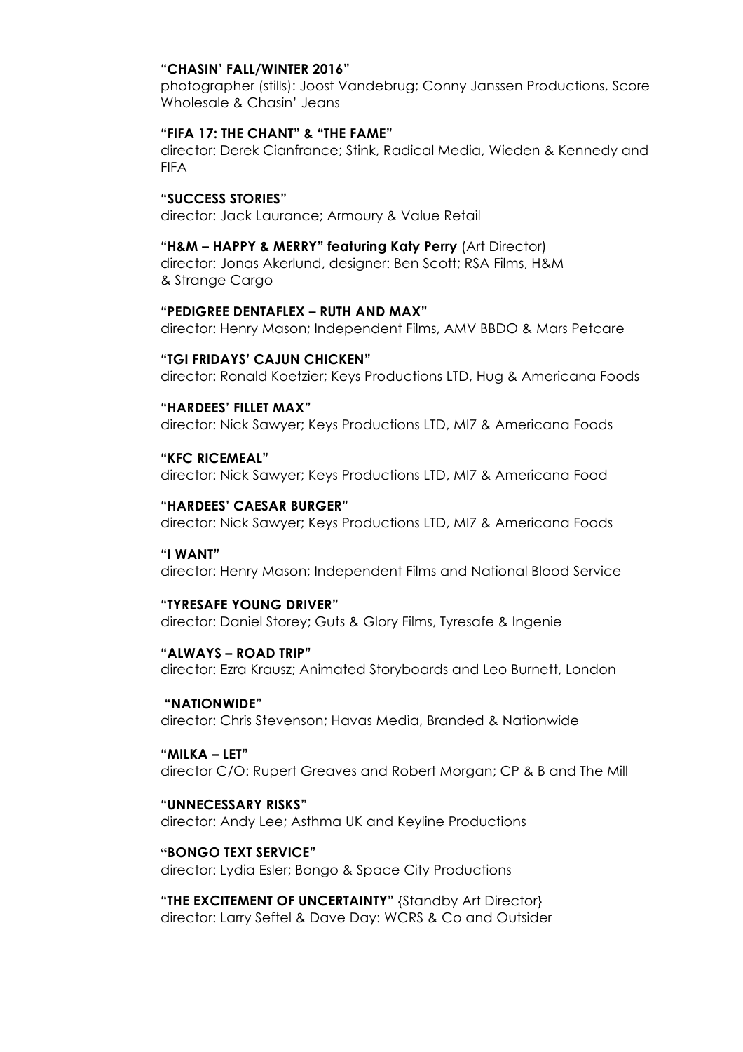**"CHASIN' FALL/WINTER 2016"**
photographer (stills): Joost Vandebrug; Conny Janssen Productions, Score Wholesale & Chasin' Jeans

**"FIFA 17: THE CHANT" & "THE FAME"**
director: Derek Cianfrance; Stink, Radical Media, Wieden & Kennedy and FIFA

**"SUCCESS STORIES"**
director: Jack Laurance; Armoury & Value Retail

**"H&M – HAPPY & MERRY" featuring Katy Perry** (Art Director)
director: Jonas Akerlund, designer: Ben Scott; RSA Films, H&M & Strange Cargo

**"PEDIGREE DENTAFLEX – RUTH AND MAX"**
director: Henry Mason; Independent Films, AMV BBDO & Mars Petcare

**"TGI FRIDAYS' CAJUN CHICKEN"**
director: Ronald Koetzier; Keys Productions LTD, Hug & Americana Foods

**"HARDEES' FILLET MAX"**
director: Nick Sawyer; Keys Productions LTD, MI7 & Americana Foods

**"KFC RICEMEAL"**
director: Nick Sawyer; Keys Productions LTD, MI7 & Americana Food

**"HARDEES' CAESAR BURGER"**
director: Nick Sawyer; Keys Productions LTD, MI7 & Americana Foods

**"I WANT"**
director: Henry Mason; Independent Films and National Blood Service

**"TYRESAFE YOUNG DRIVER"**
director: Daniel Storey; Guts & Glory Films, Tyresafe & Ingenie

**"ALWAYS – ROAD TRIP"**
director: Ezra Krausz; Animated Storyboards and Leo Burnett, London

**"NATIONWIDE"**
director: Chris Stevenson; Havas Media, Branded & Nationwide

**"MILKA – LET"**
director C/O: Rupert Greaves and Robert Morgan; CP & B and The Mill

**"UNNECESSARY RISKS"**
director: Andy Lee; Asthma UK and Keyline Productions

**"BONGO TEXT SERVICE"**
director: Lydia Esler; Bongo & Space City Productions

**"THE EXCITEMENT OF UNCERTAINTY"** {Standby Art Director}
director: Larry Seftel & Dave Day: WCRS & Co and Outsider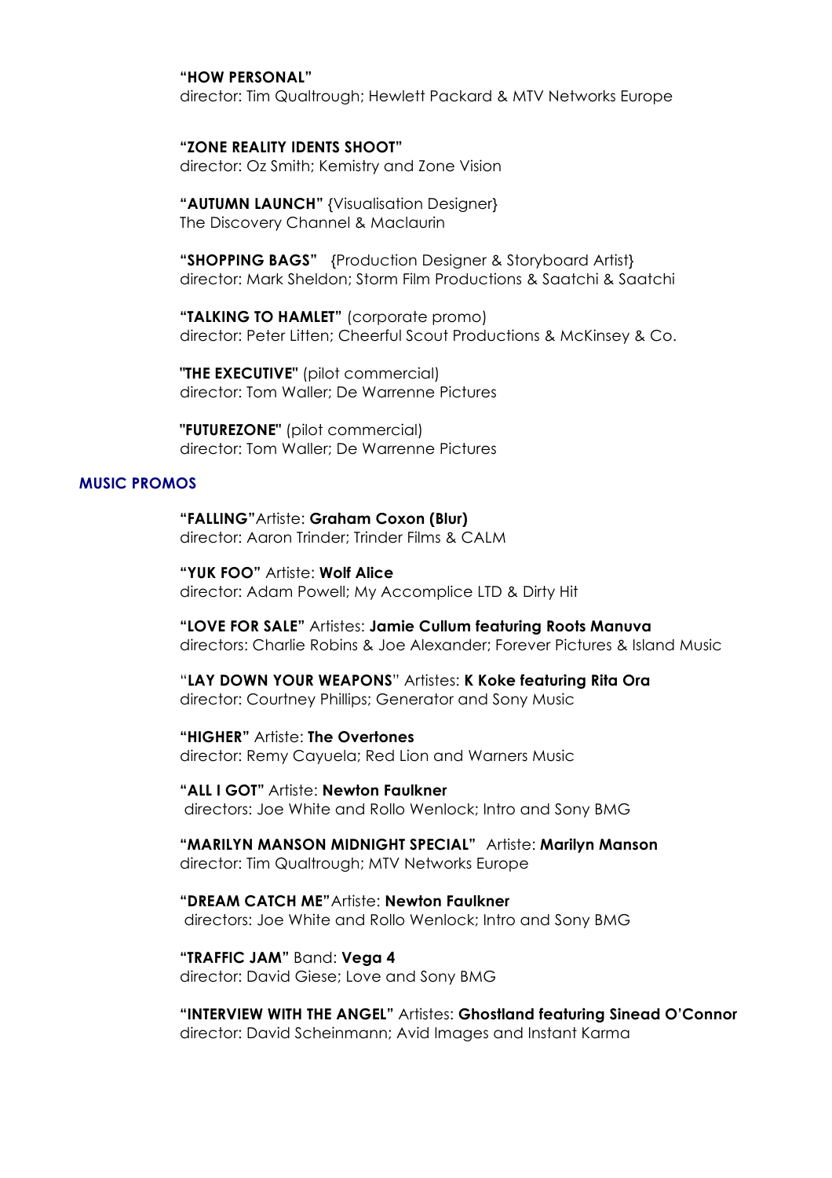**"HOW PERSONAL"**
director: Tim Qualtrough; Hewlett Packard & MTV Networks Europe

**"ZONE REALITY IDENTS SHOOT"**
director: Oz Smith; Kemistry and Zone Vision

**"AUTUMN LAUNCH"** {Visualisation Designer}
The Discovery Channel & Maclaurin

**"SHOPPING BAGS"** {Production Designer & Storyboard Artist}
director: Mark Sheldon; Storm Film Productions & Saatchi & Saatchi

**"TALKING TO HAMLET"** (corporate promo)
director: Peter Litten; Cheerful Scout Productions & McKinsey & Co.

**"THE EXECUTIVE"** (pilot commercial)
director: Tom Waller; De Warrenne Pictures

**"FUTUREZONE"** (pilot commercial)
director: Tom Waller; De Warrenne Pictures

## MUSIC PROMOS

**"FALLING"** Artiste: **Graham Coxon (Blur)**
director: Aaron Trinder; Trinder Films & CALM

**"YUK FOO"** Artiste: **Wolf Alice**
director: Adam Powell; My Accomplice LTD & Dirty Hit

**"LOVE FOR SALE"** Artistes: **Jamie Cullum featuring Roots Manuva**
directors: Charlie Robins & Joe Alexander; Forever Pictures & Island Music

"**LAY DOWN YOUR WEAPONS**" Artistes: **K Koke featuring Rita Ora**
director: Courtney Phillips; Generator and Sony Music

**"HIGHER"** Artiste: **The Overtones**
director: Remy Cayuela; Red Lion and Warners Music

**"ALL I GOT"** Artiste: **Newton Faulkner**
directors: Joe White and Rollo Wenlock; Intro and Sony BMG

**"MARILYN MANSON MIDNIGHT SPECIAL"** Artiste: **Marilyn Manson**
director: Tim Qualtrough; MTV Networks Europe

**"DREAM CATCH ME"** Artiste: **Newton Faulkner**
directors: Joe White and Rollo Wenlock; Intro and Sony BMG

**"TRAFFIC JAM"** Band: **Vega 4**
director: David Giese; Love and Sony BMG

**"INTERVIEW WITH THE ANGEL"** Artistes: **Ghostland featuring Sinead O'Connor**
director: David Scheinmann; Avid Images and Instant Karma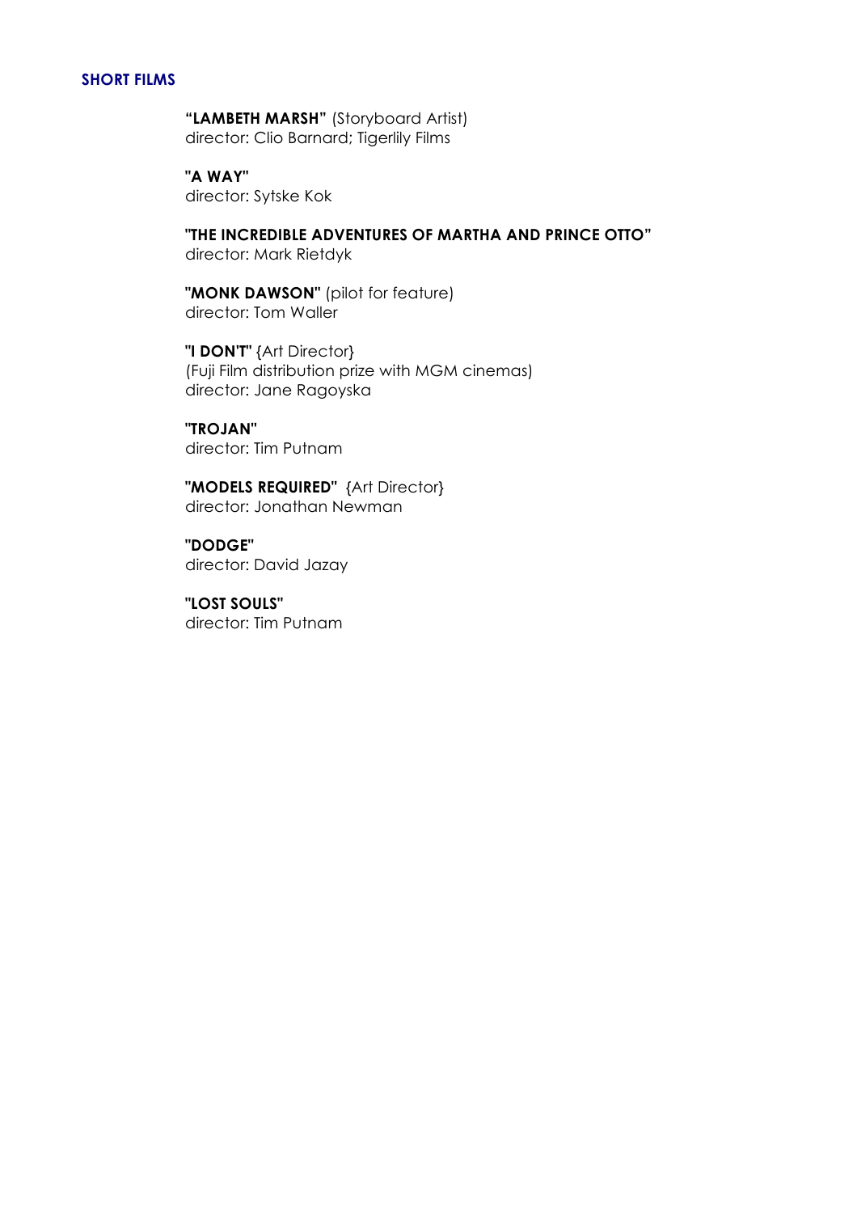## SHORT FILMS

**"LAMBETH MARSH"** (Storyboard Artist)
director: Clio Barnard; Tigerlily Films

**"A WAY"**
director: Sytske Kok

**"THE INCREDIBLE ADVENTURES OF MARTHA AND PRINCE OTTO"**
director: Mark Rietdyk

**"MONK DAWSON"** (pilot for feature)
director: Tom Waller

**"I DON'T"** {Art Director}
(Fuji Film distribution prize with MGM cinemas)
director: Jane Ragoyska

**"TROJAN"**
director: Tim Putnam

**"MODELS REQUIRED"** {Art Director}
director: Jonathan Newman

**"DODGE"**
director: David Jazay

**"LOST SOULS"**
director: Tim Putnam